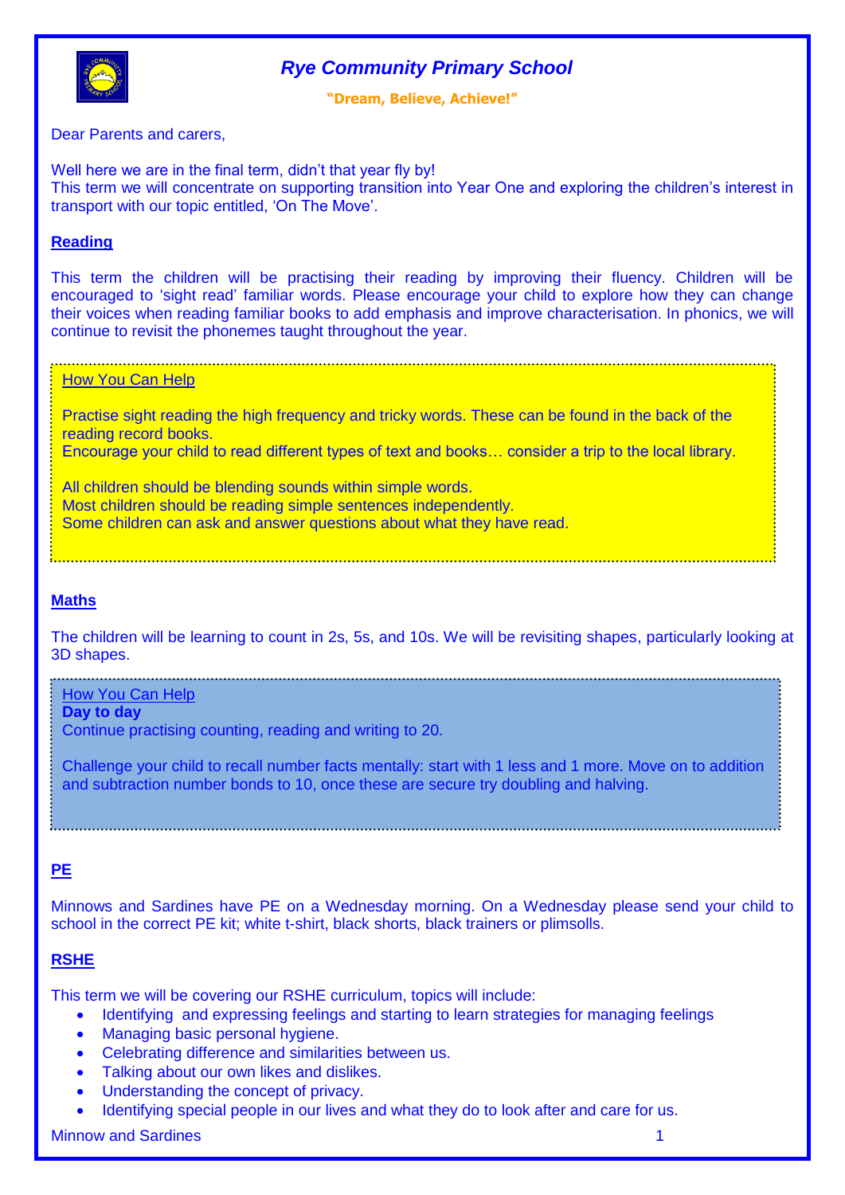# *Rye Community Primary School*

**"Dream, Believe, Achieve!"**

Dear Parents and carers,

Well here we are in the final term, didn't that year fly by!
This term we will concentrate on supporting transition into Year One and exploring the children's interest in transport with our topic entitled, 'On The Move'.

## Reading

This term the children will be practising their reading by improving their fluency. Children will be encouraged to 'sight read' familiar words. Please encourage your child to explore how they can change their voices when reading familiar books to add emphasis and improve characterisation. In phonics, we will continue to revisit the phonemes taught throughout the year.

> How You Can Help
>
> Practise sight reading the high frequency and tricky words. These can be found in the back of the reading record books.
> Encourage your child to read different types of text and books… consider a trip to the local library.
>
> All children should be blending sounds within simple words.
> Most children should be reading simple sentences independently.
> Some children can ask and answer questions about what they have read.

## Maths

The children will be learning to count in 2s, 5s, and 10s. We will be revisiting shapes, particularly looking at 3D shapes.

> How You Can Help
> **Day to day**
> Continue practising counting, reading and writing to 20.
>
> Challenge your child to recall number facts mentally: start with 1 less and 1 more. Move on to addition and subtraction number bonds to 10, once these are secure try doubling and halving.

## PE

Minnows and Sardines have PE on a Wednesday morning. On a Wednesday please send your child to school in the correct PE kit; white t-shirt, black shorts, black trainers or plimsolls.

## RSHE

This term we will be covering our RSHE curriculum, topics will include:

- Identifying and expressing feelings and starting to learn strategies for managing feelings
- Managing basic personal hygiene.
- Celebrating difference and similarities between us.
- Talking about our own likes and dislikes.
- Understanding the concept of privacy.
- Identifying special people in our lives and what they do to look after and care for us.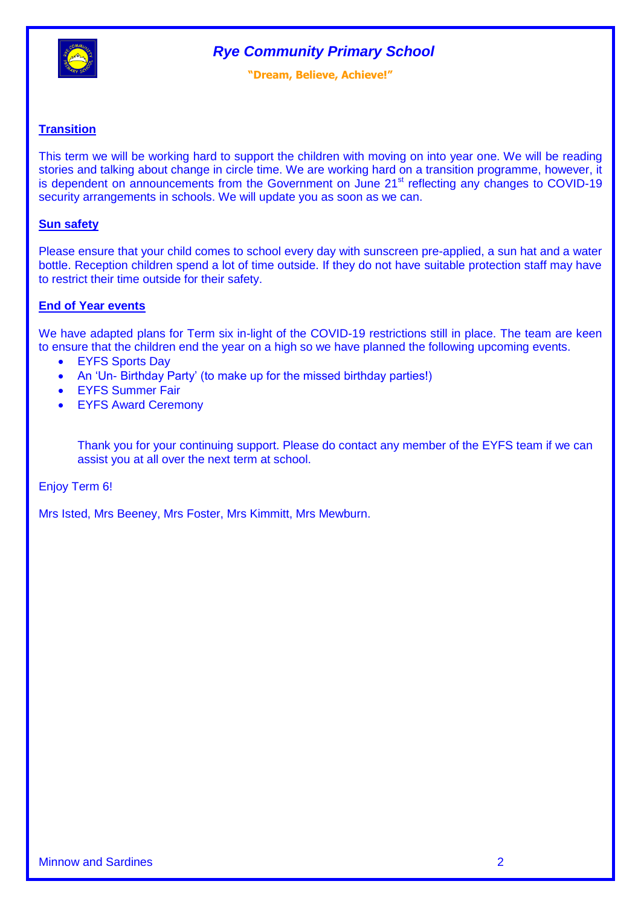**Transition**

This term we will be working hard to support the children with moving on into year one. We will be reading stories and talking about change in circle time. We are working hard on a transition programme, however, it is dependent on announcements from the Government on June 21st reflecting any changes to COVID-19 security arrangements in schools. We will update you as soon as we can.

**Sun safety**

Please ensure that your child comes to school every day with sunscreen pre-applied, a sun hat and a water bottle. Reception children spend a lot of time outside. If they do not have suitable protection staff may have to restrict their time outside for their safety.

**End of Year events**

We have adapted plans for Term six in-light of the COVID-19 restrictions still in place. The team are keen to ensure that the children end the year on a high so we have planned the following upcoming events.

- EYFS Sports Day
- An 'Un- Birthday Party' (to make up for the missed birthday parties!)
- EYFS Summer Fair
- EYFS Award Ceremony

Thank you for your continuing support. Please do contact any member of the EYFS team if we can assist you at all over the next term at school.

Enjoy Term 6!

Mrs Isted, Mrs Beeney, Mrs Foster, Mrs Kimmitt, Mrs Mewburn.